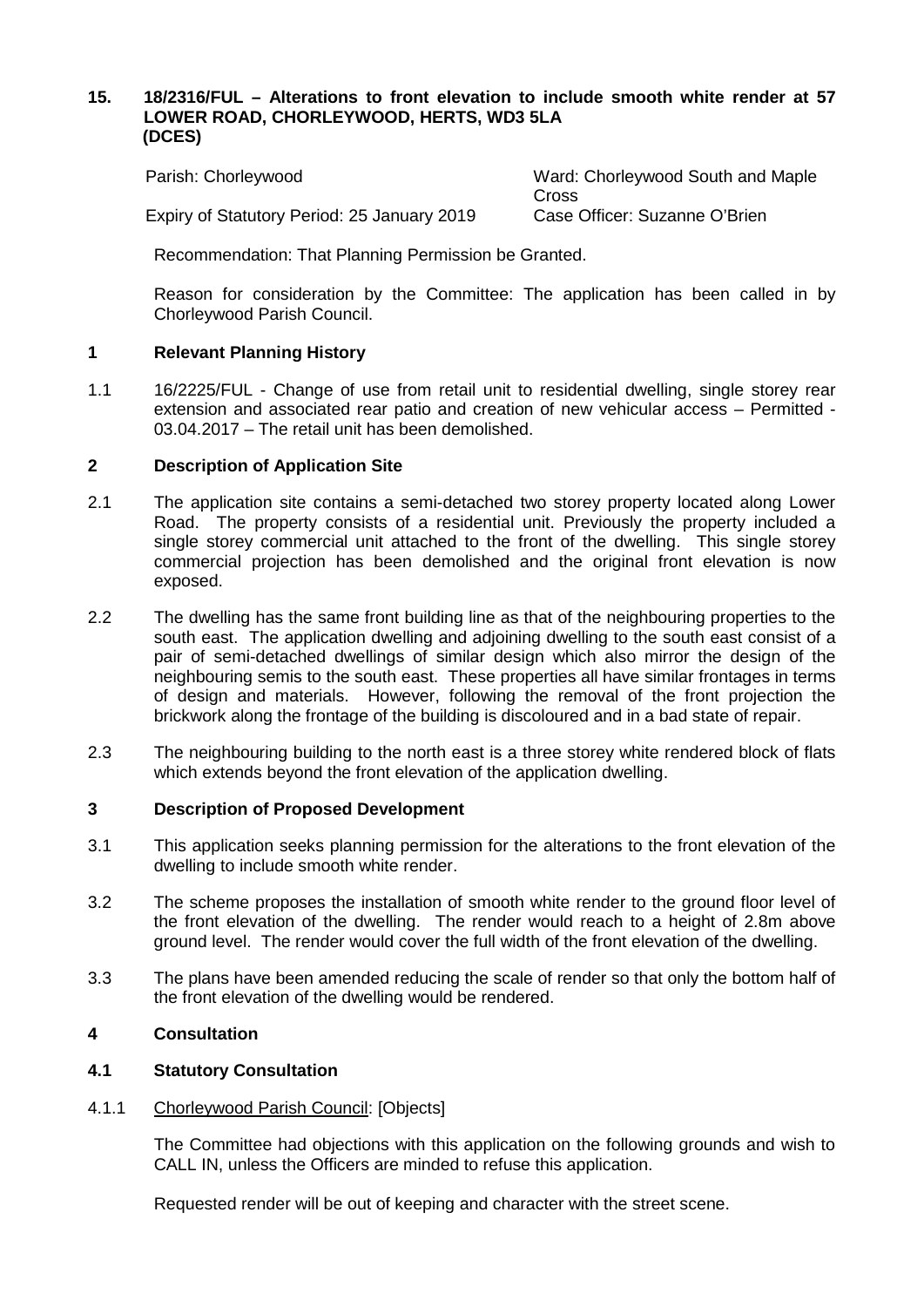## 15. 18/2316/FUL – Alterations to front elevation to include smooth white render at 57 LOWER ROAD, CHORLEYWOOD, HERTS, WD3 5LA (DCES)

Parish: Chorleywood

Ward: Chorleywood South and Maple Cross

Expiry of Statutory Period: 25 January 2019

Case Officer: Suzanne O'Brien

Recommendation: That Planning Permission be Granted.

Reason for consideration by the Committee: The application has been called in by Chorleywood Parish Council.

### 1 Relevant Planning History

1.1 16/2225/FUL - Change of use from retail unit to residential dwelling, single storey rear extension and associated rear patio and creation of new vehicular access – Permitted - 03.04.2017 – The retail unit has been demolished.

### 2 Description of Application Site

2.1 The application site contains a semi-detached two storey property located along Lower Road. The property consists of a residential unit. Previously the property included a single storey commercial unit attached to the front of the dwelling. This single storey commercial projection has been demolished and the original front elevation is now exposed.

2.2 The dwelling has the same front building line as that of the neighbouring properties to the south east. The application dwelling and adjoining dwelling to the south east consist of a pair of semi-detached dwellings of similar design which also mirror the design of the neighbouring semis to the south east. These properties all have similar frontages in terms of design and materials. However, following the removal of the front projection the brickwork along the frontage of the building is discoloured and in a bad state of repair.

2.3 The neighbouring building to the north east is a three storey white rendered block of flats which extends beyond the front elevation of the application dwelling.

### 3 Description of Proposed Development

3.1 This application seeks planning permission for the alterations to the front elevation of the dwelling to include smooth white render.

3.2 The scheme proposes the installation of smooth white render to the ground floor level of the front elevation of the dwelling. The render would reach to a height of 2.8m above ground level. The render would cover the full width of the front elevation of the dwelling.

3.3 The plans have been amended reducing the scale of render so that only the bottom half of the front elevation of the dwelling would be rendered.

### 4 Consultation

#### 4.1 Statutory Consultation

4.1.1 Chorleywood Parish Council: [Objects]

The Committee had objections with this application on the following grounds and wish to CALL IN, unless the Officers are minded to refuse this application.

Requested render will be out of keeping and character with the street scene.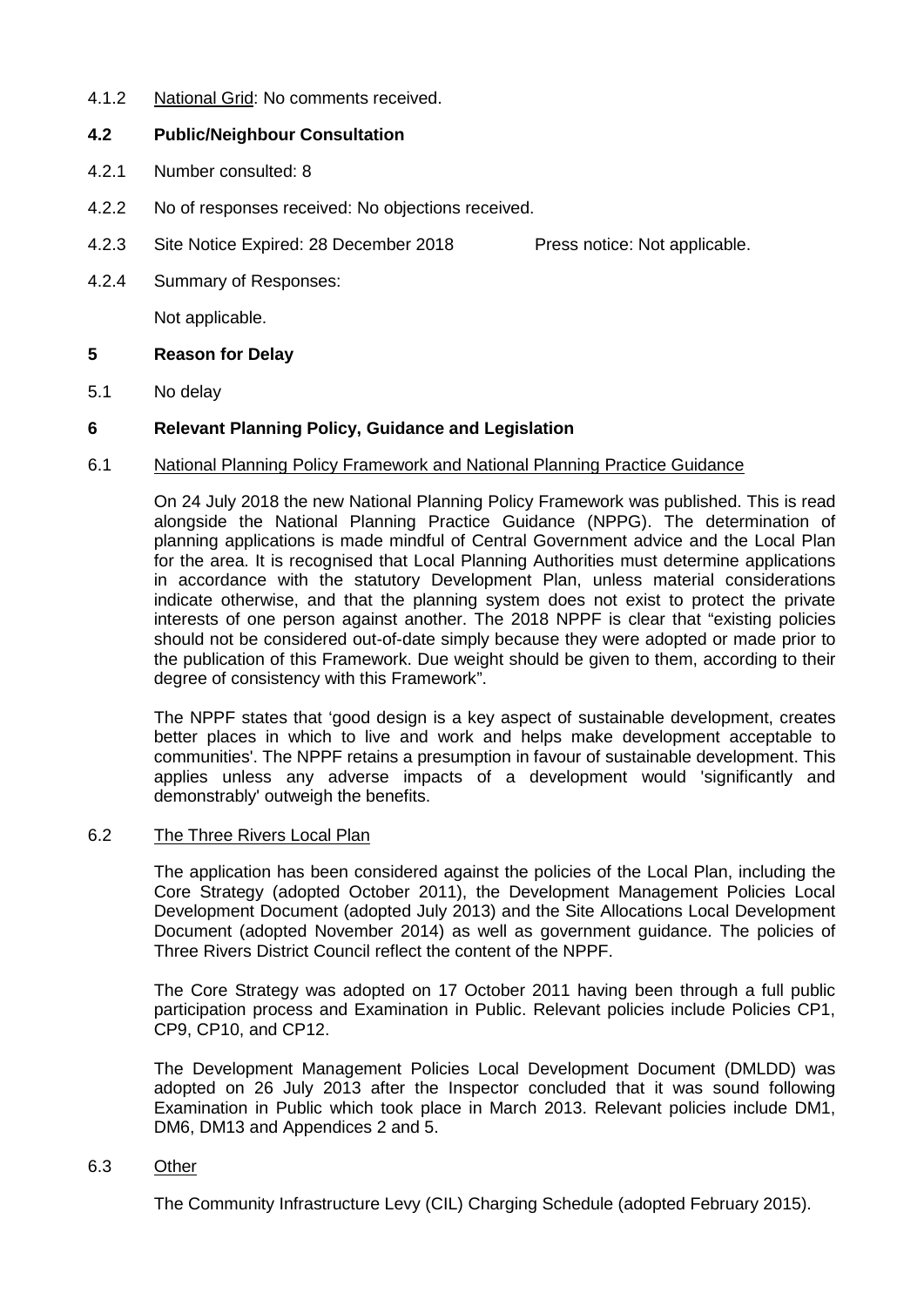4.1.2 National Grid: No comments received.

**4.2 Public/Neighbour Consultation**

4.2.1 Number consulted: 8

4.2.2 No of responses received: No objections received.

4.2.3 Site Notice Expired: 28 December 2018 Press notice: Not applicable.

4.2.4 Summary of Responses:

Not applicable.

**5 Reason for Delay**

5.1 No delay

**6 Relevant Planning Policy, Guidance and Legislation**

6.1 National Planning Policy Framework and National Planning Practice Guidance

On 24 July 2018 the new National Planning Policy Framework was published. This is read alongside the National Planning Practice Guidance (NPPG). The determination of planning applications is made mindful of Central Government advice and the Local Plan for the area. It is recognised that Local Planning Authorities must determine applications in accordance with the statutory Development Plan, unless material considerations indicate otherwise, and that the planning system does not exist to protect the private interests of one person against another. The 2018 NPPF is clear that "existing policies should not be considered out-of-date simply because they were adopted or made prior to the publication of this Framework. Due weight should be given to them, according to their degree of consistency with this Framework".

The NPPF states that 'good design is a key aspect of sustainable development, creates better places in which to live and work and helps make development acceptable to communities'. The NPPF retains a presumption in favour of sustainable development. This applies unless any adverse impacts of a development would 'significantly and demonstrably' outweigh the benefits.

6.2 The Three Rivers Local Plan

The application has been considered against the policies of the Local Plan, including the Core Strategy (adopted October 2011), the Development Management Policies Local Development Document (adopted July 2013) and the Site Allocations Local Development Document (adopted November 2014) as well as government guidance. The policies of Three Rivers District Council reflect the content of the NPPF.

The Core Strategy was adopted on 17 October 2011 having been through a full public participation process and Examination in Public. Relevant policies include Policies CP1, CP9, CP10, and CP12.

The Development Management Policies Local Development Document (DMLDD) was adopted on 26 July 2013 after the Inspector concluded that it was sound following Examination in Public which took place in March 2013. Relevant policies include DM1, DM6, DM13 and Appendices 2 and 5.

6.3 Other

The Community Infrastructure Levy (CIL) Charging Schedule (adopted February 2015).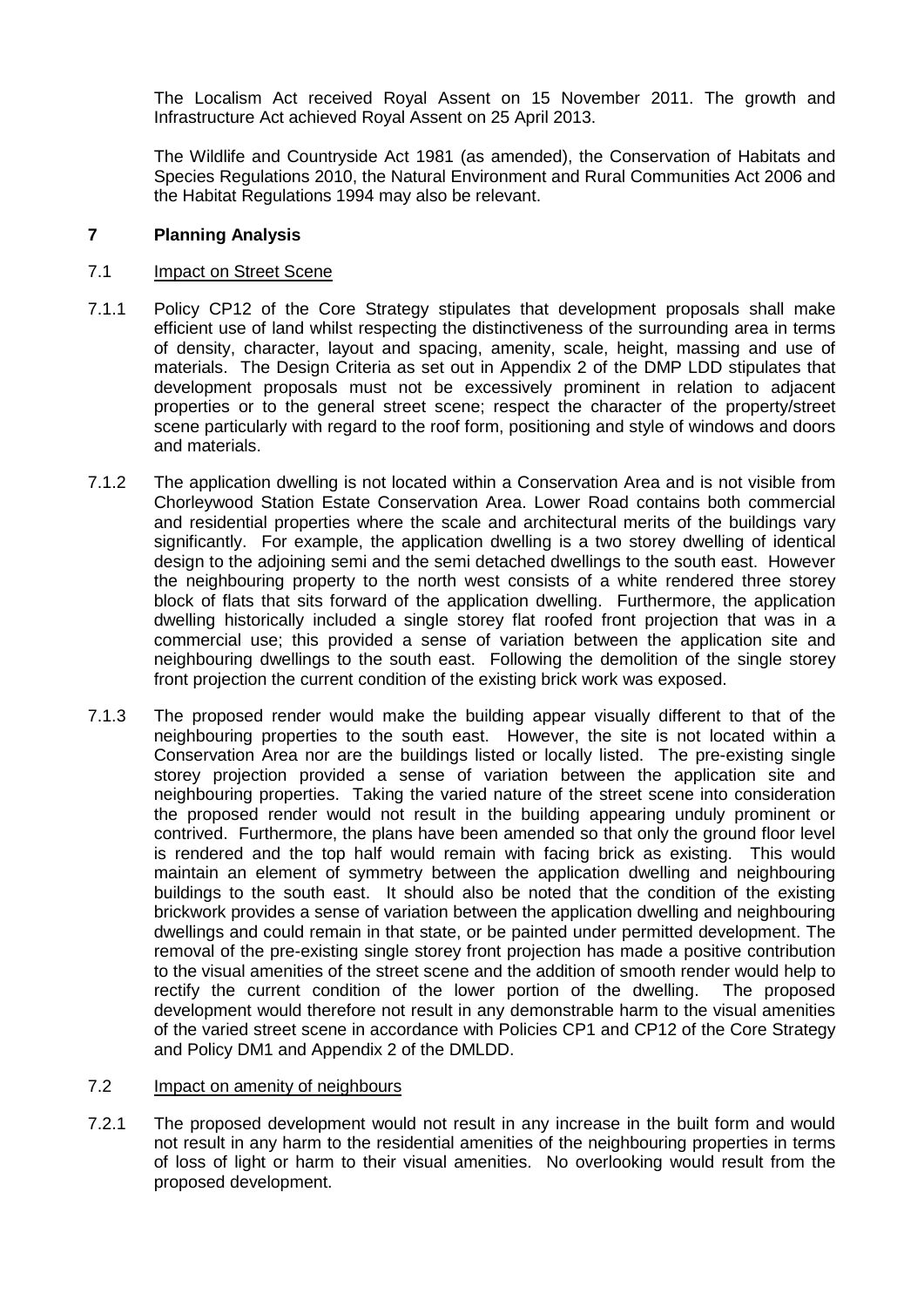The Localism Act received Royal Assent on 15 November 2011. The growth and Infrastructure Act achieved Royal Assent on 25 April 2013.

The Wildlife and Countryside Act 1981 (as amended), the Conservation of Habitats and Species Regulations 2010, the Natural Environment and Rural Communities Act 2006 and the Habitat Regulations 1994 may also be relevant.

## 7 Planning Analysis

### 7.1 Impact on Street Scene

7.1.1 Policy CP12 of the Core Strategy stipulates that development proposals shall make efficient use of land whilst respecting the distinctiveness of the surrounding area in terms of density, character, layout and spacing, amenity, scale, height, massing and use of materials. The Design Criteria as set out in Appendix 2 of the DMP LDD stipulates that development proposals must not be excessively prominent in relation to adjacent properties or to the general street scene; respect the character of the property/street scene particularly with regard to the roof form, positioning and style of windows and doors and materials.

7.1.2 The application dwelling is not located within a Conservation Area and is not visible from Chorleywood Station Estate Conservation Area. Lower Road contains both commercial and residential properties where the scale and architectural merits of the buildings vary significantly. For example, the application dwelling is a two storey dwelling of identical design to the adjoining semi and the semi detached dwellings to the south east. However the neighbouring property to the north west consists of a white rendered three storey block of flats that sits forward of the application dwelling. Furthermore, the application dwelling historically included a single storey flat roofed front projection that was in a commercial use; this provided a sense of variation between the application site and neighbouring dwellings to the south east. Following the demolition of the single storey front projection the current condition of the existing brick work was exposed.

7.1.3 The proposed render would make the building appear visually different to that of the neighbouring properties to the south east. However, the site is not located within a Conservation Area nor are the buildings listed or locally listed. The pre-existing single storey projection provided a sense of variation between the application site and neighbouring properties. Taking the varied nature of the street scene into consideration the proposed render would not result in the building appearing unduly prominent or contrived. Furthermore, the plans have been amended so that only the ground floor level is rendered and the top half would remain with facing brick as existing. This would maintain an element of symmetry between the application dwelling and neighbouring buildings to the south east. It should also be noted that the condition of the existing brickwork provides a sense of variation between the application dwelling and neighbouring dwellings and could remain in that state, or be painted under permitted development. The removal of the pre-existing single storey front projection has made a positive contribution to the visual amenities of the street scene and the addition of smooth render would help to rectify the current condition of the lower portion of the dwelling. The proposed development would therefore not result in any demonstrable harm to the visual amenities of the varied street scene in accordance with Policies CP1 and CP12 of the Core Strategy and Policy DM1 and Appendix 2 of the DMLDD.

### 7.2 Impact on amenity of neighbours

7.2.1 The proposed development would not result in any increase in the built form and would not result in any harm to the residential amenities of the neighbouring properties in terms of loss of light or harm to their visual amenities. No overlooking would result from the proposed development.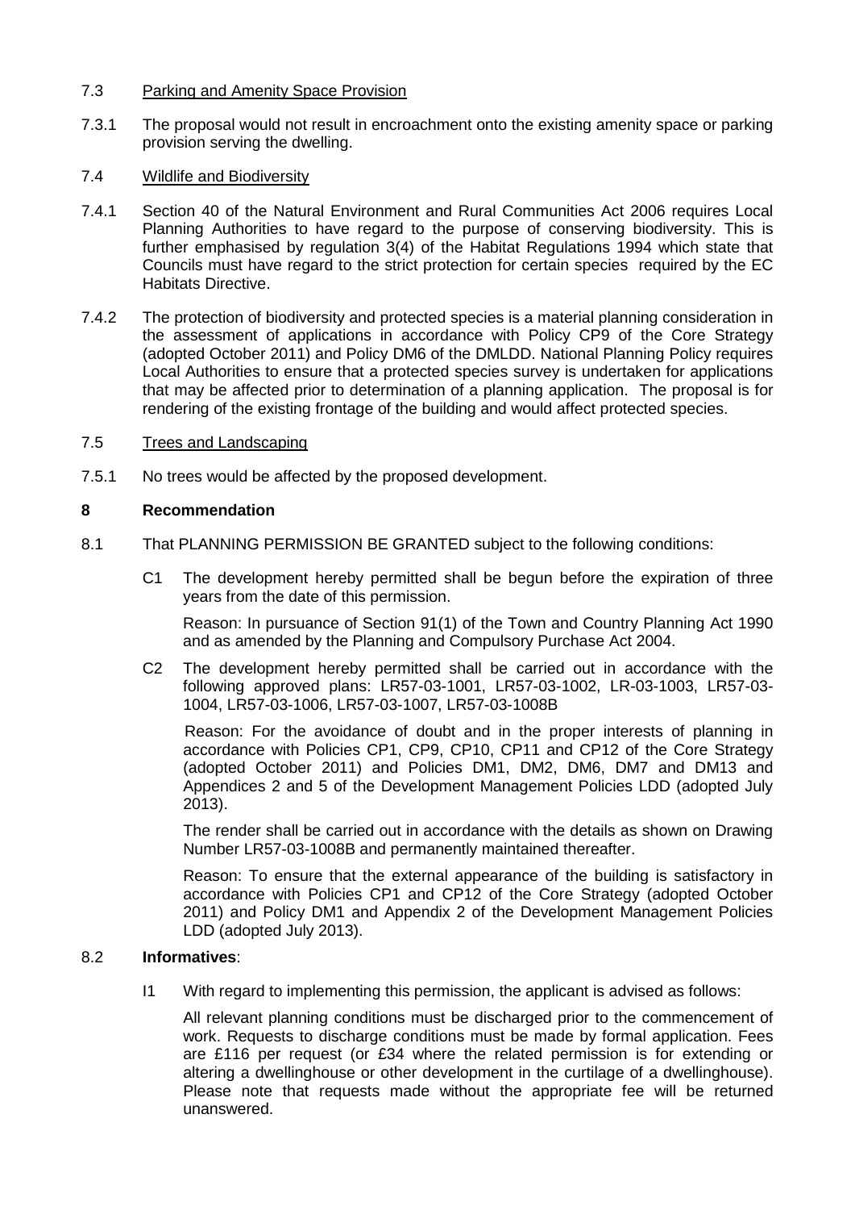7.3 Parking and Amenity Space Provision

7.3.1 The proposal would not result in encroachment onto the existing amenity space or parking provision serving the dwelling.

7.4 Wildlife and Biodiversity

7.4.1 Section 40 of the Natural Environment and Rural Communities Act 2006 requires Local Planning Authorities to have regard to the purpose of conserving biodiversity. This is further emphasised by regulation 3(4) of the Habitat Regulations 1994 which state that Councils must have regard to the strict protection for certain species required by the EC Habitats Directive.

7.4.2 The protection of biodiversity and protected species is a material planning consideration in the assessment of applications in accordance with Policy CP9 of the Core Strategy (adopted October 2011) and Policy DM6 of the DMLDD. National Planning Policy requires Local Authorities to ensure that a protected species survey is undertaken for applications that may be affected prior to determination of a planning application. The proposal is for rendering of the existing frontage of the building and would affect protected species.

7.5 Trees and Landscaping

7.5.1 No trees would be affected by the proposed development.

**8 Recommendation**

8.1 That PLANNING PERMISSION BE GRANTED subject to the following conditions:

C1 The development hereby permitted shall be begun before the expiration of three years from the date of this permission.

Reason: In pursuance of Section 91(1) of the Town and Country Planning Act 1990 and as amended by the Planning and Compulsory Purchase Act 2004.

C2 The development hereby permitted shall be carried out in accordance with the following approved plans: LR57-03-1001, LR57-03-1002, LR-03-1003, LR57-03-1004, LR57-03-1006, LR57-03-1007, LR57-03-1008B

Reason: For the avoidance of doubt and in the proper interests of planning in accordance with Policies CP1, CP9, CP10, CP11 and CP12 of the Core Strategy (adopted October 2011) and Policies DM1, DM2, DM6, DM7 and DM13 and Appendices 2 and 5 of the Development Management Policies LDD (adopted July 2013).

The render shall be carried out in accordance with the details as shown on Drawing Number LR57-03-1008B and permanently maintained thereafter.

Reason: To ensure that the external appearance of the building is satisfactory in accordance with Policies CP1 and CP12 of the Core Strategy (adopted October 2011) and Policy DM1 and Appendix 2 of the Development Management Policies LDD (adopted July 2013).

8.2 **Informatives**:

I1 With regard to implementing this permission, the applicant is advised as follows:

All relevant planning conditions must be discharged prior to the commencement of work. Requests to discharge conditions must be made by formal application. Fees are £116 per request (or £34 where the related permission is for extending or altering a dwellinghouse or other development in the curtilage of a dwellinghouse). Please note that requests made without the appropriate fee will be returned unanswered.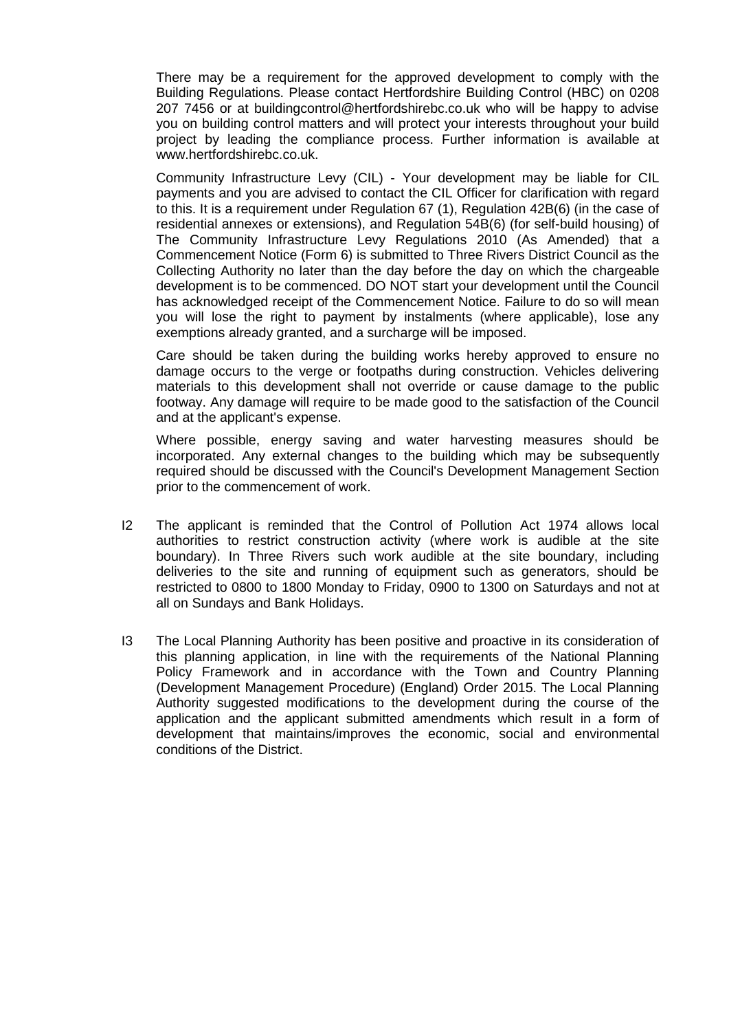There may be a requirement for the approved development to comply with the Building Regulations. Please contact Hertfordshire Building Control (HBC) on 0208 207 7456 or at buildingcontrol@hertfordshirebc.co.uk who will be happy to advise you on building control matters and will protect your interests throughout your build project by leading the compliance process. Further information is available at www.hertfordshirebc.co.uk.

Community Infrastructure Levy (CIL) - Your development may be liable for CIL payments and you are advised to contact the CIL Officer for clarification with regard to this. It is a requirement under Regulation 67 (1), Regulation 42B(6) (in the case of residential annexes or extensions), and Regulation 54B(6) (for self-build housing) of The Community Infrastructure Levy Regulations 2010 (As Amended) that a Commencement Notice (Form 6) is submitted to Three Rivers District Council as the Collecting Authority no later than the day before the day on which the chargeable development is to be commenced. DO NOT start your development until the Council has acknowledged receipt of the Commencement Notice. Failure to do so will mean you will lose the right to payment by instalments (where applicable), lose any exemptions already granted, and a surcharge will be imposed.

Care should be taken during the building works hereby approved to ensure no damage occurs to the verge or footpaths during construction. Vehicles delivering materials to this development shall not override or cause damage to the public footway. Any damage will require to be made good to the satisfaction of the Council and at the applicant's expense.

Where possible, energy saving and water harvesting measures should be incorporated. Any external changes to the building which may be subsequently required should be discussed with the Council's Development Management Section prior to the commencement of work.

I2 The applicant is reminded that the Control of Pollution Act 1974 allows local authorities to restrict construction activity (where work is audible at the site boundary). In Three Rivers such work audible at the site boundary, including deliveries to the site and running of equipment such as generators, should be restricted to 0800 to 1800 Monday to Friday, 0900 to 1300 on Saturdays and not at all on Sundays and Bank Holidays.

I3 The Local Planning Authority has been positive and proactive in its consideration of this planning application, in line with the requirements of the National Planning Policy Framework and in accordance with the Town and Country Planning (Development Management Procedure) (England) Order 2015. The Local Planning Authority suggested modifications to the development during the course of the application and the applicant submitted amendments which result in a form of development that maintains/improves the economic, social and environmental conditions of the District.